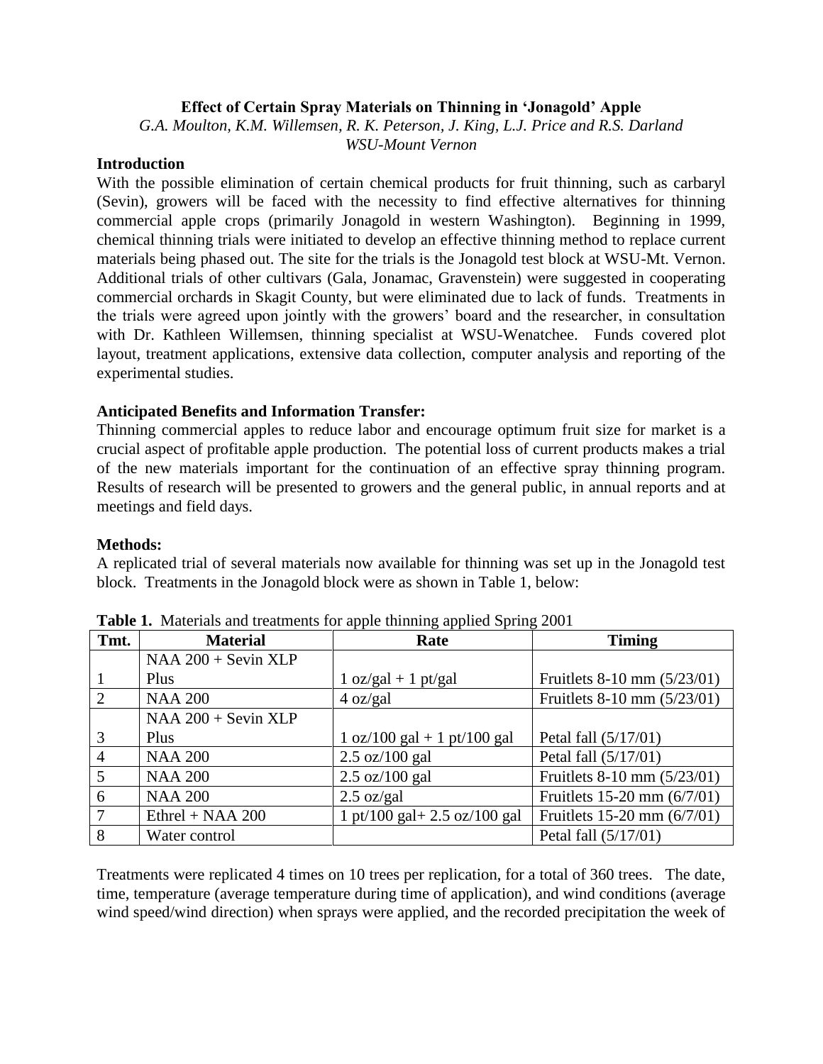# Effect of Certain Spray Materials on Thinning in 'Jonagold' Apple

*G.A. Moulton, K.M. Willemsen, R. K. Peterson, J. King, L.J. Price and R.S. Darland*
*WSU-Mount Vernon*

## Introduction

With the possible elimination of certain chemical products for fruit thinning, such as carbaryl (Sevin), growers will be faced with the necessity to find effective alternatives for thinning commercial apple crops (primarily Jonagold in western Washington). Beginning in 1999, chemical thinning trials were initiated to develop an effective thinning method to replace current materials being phased out. The site for the trials is the Jonagold test block at WSU-Mt. Vernon. Additional trials of other cultivars (Gala, Jonamac, Gravenstein) were suggested in cooperating commercial orchards in Skagit County, but were eliminated due to lack of funds. Treatments in the trials were agreed upon jointly with the growers' board and the researcher, in consultation with Dr. Kathleen Willemsen, thinning specialist at WSU-Wenatchee. Funds covered plot layout, treatment applications, extensive data collection, computer analysis and reporting of the experimental studies.

## Anticipated Benefits and Information Transfer:

Thinning commercial apples to reduce labor and encourage optimum fruit size for market is a crucial aspect of profitable apple production. The potential loss of current products makes a trial of the new materials important for the continuation of an effective spray thinning program. Results of research will be presented to growers and the general public, in annual reports and at meetings and field days.

## Methods:

A replicated trial of several materials now available for thinning was set up in the Jonagold test block. Treatments in the Jonagold block were as shown in Table 1, below:

**Table 1.** Materials and treatments for apple thinning applied Spring 2001

| Tmt. | Material | Rate | Timing |
|---|---|---|---|
| 1 | NAA 200 + Sevin XLP Plus | 1 oz/gal + 1 pt/gal | Fruitlets 8-10 mm (5/23/01) |
| 2 | NAA 200 | 4 oz/gal | Fruitlets 8-10 mm (5/23/01) |
| 3 | NAA 200 + Sevin XLP Plus | 1 oz/100 gal + 1 pt/100 gal | Petal fall (5/17/01) |
| 4 | NAA 200 | 2.5 oz/100 gal | Petal fall (5/17/01) |
| 5 | NAA 200 | 2.5 oz/100 gal | Fruitlets 8-10 mm (5/23/01) |
| 6 | NAA 200 | 2.5 oz/gal | Fruitlets 15-20 mm (6/7/01) |
| 7 | Ethrel + NAA 200 | 1 pt/100 gal+ 2.5 oz/100 gal | Fruitlets 15-20 mm (6/7/01) |
| 8 | Water control | | Petal fall (5/17/01) |

Treatments were replicated 4 times on 10 trees per replication, for a total of 360 trees. The date, time, temperature (average temperature during time of application), and wind conditions (average wind speed/wind direction) when sprays were applied, and the recorded precipitation the week of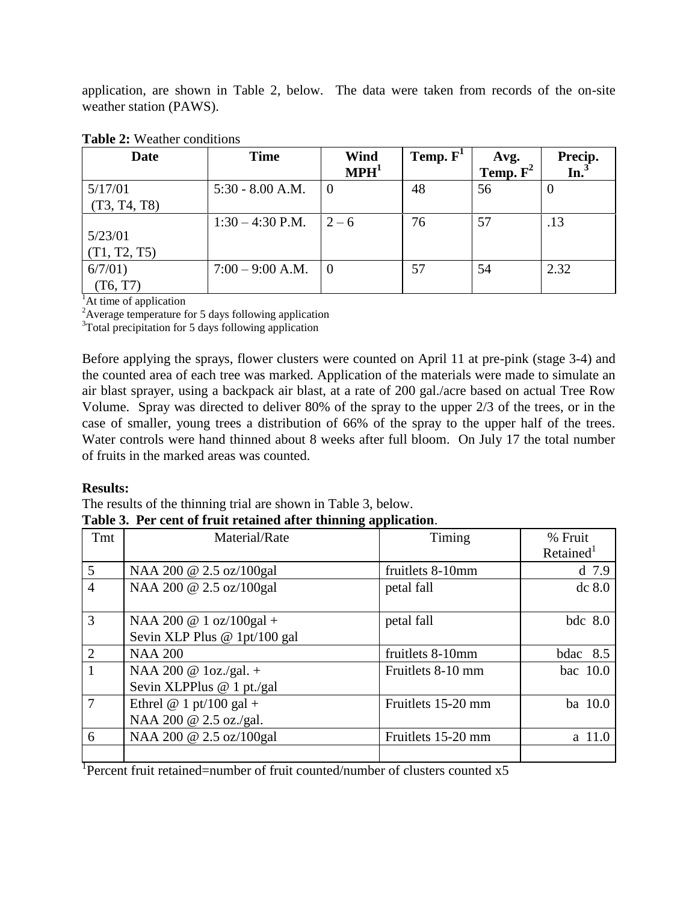application, are shown in Table 2, below. The data were taken from records of the on-site weather station (PAWS).

**Table 2:** Weather conditions

| Date | Time | Wind MPH[1] | Temp. F[1] | Avg. Temp. F[2] | Precip. In.[3] |
|---|---|---|---|---|---|
| 5/17/01 (T3, T4, T8) | 5:30 - 8.00 A.M. | 0 | 48 | 56 | 0 |
| 5/23/01 (T1, T2, T5) | 1:30 – 4:30 P.M. | 2 – 6 | 76 | 57 | .13 |
| 6/7/01) (T6, T7) | 7:00 – 9:00 A.M. | 0 | 57 | 54 | 2.32 |

[1]At time of application
[2]Average temperature for 5 days following application
[3]Total precipitation for 5 days following application

Before applying the sprays, flower clusters were counted on April 11 at pre-pink (stage 3-4) and the counted area of each tree was marked. Application of the materials were made to simulate an air blast sprayer, using a backpack air blast, at a rate of 200 gal./acre based on actual Tree Row Volume. Spray was directed to deliver 80% of the spray to the upper 2/3 of the trees, or in the case of smaller, young trees a distribution of 66% of the spray to the upper half of the trees. Water controls were hand thinned about 8 weeks after full bloom. On July 17 the total number of fruits in the marked areas was counted.

**Results:**

The results of the thinning trial are shown in Table 3, below.

**Table 3. Per cent of fruit retained after thinning application**.

| Tmt | Material/Rate | Timing | % Fruit Retained[1] |
|---|---|---|---|
| 5 | NAA 200 @ 2.5 oz/100gal | fruitlets 8-10mm | d 7.9 |
| 4 | NAA 200 @ 2.5 oz/100gal | petal fall | dc 8.0 |
| 3 | NAA 200 @ 1 oz/100gal + Sevin XLP Plus @ 1pt/100 gal | petal fall | bdc 8.0 |
| 2 | NAA 200 | fruitlets 8-10mm | bdac 8.5 |
| 1 | NAA 200 @ 1oz./gal. + Sevin XLPPlus @ 1 pt./gal | Fruitlets 8-10 mm | bac 10.0 |
| 7 | Ethrel @ 1 pt/100 gal + NAA 200 @ 2.5 oz./gal. | Fruitlets 15-20 mm | ba 10.0 |
| 6 | NAA 200 @ 2.5 oz/100gal | Fruitlets 15-20 mm | a 11.0 |
| | | | |

[1]Percent fruit retained=number of fruit counted/number of clusters counted x5